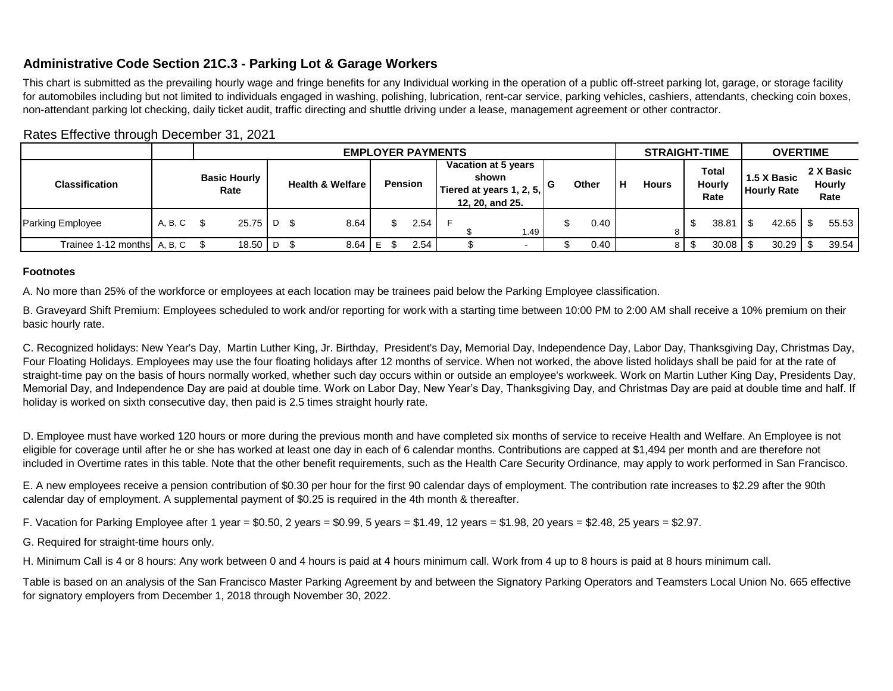## Administrative Code Section 21C.3 - Parking Lot & Garage Workers

This chart is submitted as the prevailing hourly wage and fringe benefits for any Individual working in the operation of a public off-street parking lot, garage, or storage facility for automobiles including but not limited to individuals engaged in washing, polishing, lubrication, rent-car service, parking vehicles, cashiers, attendants, checking coin boxes, non-attendant parking lot checking, daily ticket audit, traffic directing and shuttle driving under a lease, management agreement or other contractor.

Rates Effective through December 31, 2021

| | | EMPLOYER PAYMENTS | | | | | | | | | STRAIGHT-TIME | | OVERTIME | |
|---|---|---|---|---|---|---|---|---|---|---|---|---|---|---|
| Classification | | Basic Hourly Rate | | Health & Welfare | | Pension | | Vacation at 5 years shown Tiered at years 1, 2, 5, 12, 20, and 25. | G | Other | H | Hours | Total Hourly Rate | 1.5 X Basic Hourly Rate | 2 X Basic Hourly Rate |
| Parking Employee | A, B, C | $ 25.75 | D | $ 8.64 | | $ 2.54 | F | $ 1.49 | | $ 0.40 | | 8 | $ 38.81 | $ 42.65 | $ 55.53 |
| Trainee 1-12 months | A, B, C | $ 18.50 | D | $ 8.64 | E | $ 2.54 | | $ - | | $ 0.40 | | 8 | $ 30.08 | $ 30.29 | $ 39.54 |

**Footnotes**

A. No more than 25% of the workforce or employees at each location may be trainees paid below the Parking Employee classification.

B. Graveyard Shift Premium: Employees scheduled to work and/or reporting for work with a starting time between 10:00 PM to 2:00 AM shall receive a 10% premium on their basic hourly rate.

C. Recognized holidays: New Year's Day, Martin Luther King, Jr. Birthday, President's Day, Memorial Day, Independence Day, Labor Day, Thanksgiving Day, Christmas Day, Four Floating Holidays. Employees may use the four floating holidays after 12 months of service. When not worked, the above listed holidays shall be paid for at the rate of straight-time pay on the basis of hours normally worked, whether such day occurs within or outside an employee's workweek. Work on Martin Luther King Day, Presidents Day, Memorial Day, and Independence Day are paid at double time. Work on Labor Day, New Year's Day, Thanksgiving Day, and Christmas Day are paid at double time and half. If holiday is worked on sixth consecutive day, then paid is 2.5 times straight hourly rate.

D. Employee must have worked 120 hours or more during the previous month and have completed six months of service to receive Health and Welfare. An Employee is not eligible for coverage until after he or she has worked at least one day in each of 6 calendar months. Contributions are capped at $1,494 per month and are therefore not included in Overtime rates in this table. Note that the other benefit requirements, such as the Health Care Security Ordinance, may apply to work performed in San Francisco.

E. A new employees receive a pension contribution of $0.30 per hour for the first 90 calendar days of employment. The contribution rate increases to $2.29 after the 90th calendar day of employment. A supplemental payment of $0.25 is required in the 4th month & thereafter.

F. Vacation for Parking Employee after 1 year = $0.50, 2 years = $0.99, 5 years = $1.49, 12 years = $1.98, 20 years = $2.48, 25 years = $2.97.

G. Required for straight-time hours only.

H. Minimum Call is 4 or 8 hours: Any work between 0 and 4 hours is paid at 4 hours minimum call. Work from 4 up to 8 hours is paid at 8 hours minimum call.

Table is based on an analysis of the San Francisco Master Parking Agreement by and between the Signatory Parking Operators and Teamsters Local Union No. 665 effective for signatory employers from December 1, 2018 through November 30, 2022.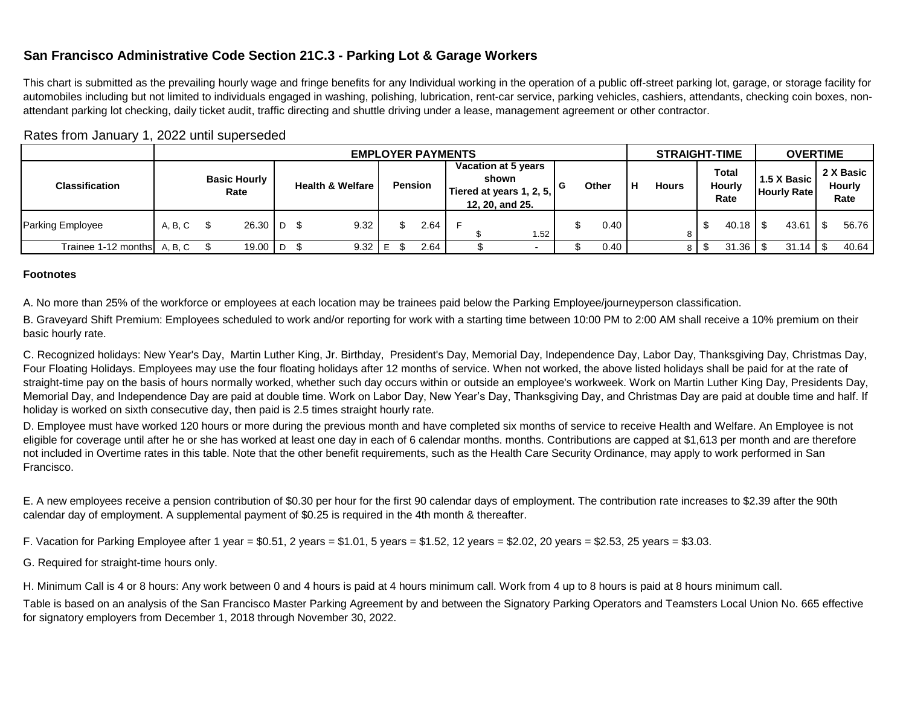## San Francisco Administrative Code Section 21C.3 - Parking Lot & Garage Workers

This chart is submitted as the prevailing hourly wage and fringe benefits for any Individual working in the operation of a public off-street parking lot, garage, or storage facility for automobiles including but not limited to individuals engaged in washing, polishing, lubrication, rent-car service, parking vehicles, cashiers, attendants, checking coin boxes, non-attendant parking lot checking, daily ticket audit, traffic directing and shuttle driving under a lease, management agreement or other contractor.

Rates from January 1, 2022 until superseded

| Classification | | EMPLOYER PAYMENTS | | | | | | | | | STRAIGHT-TIME | | OVERTIME | |
|---|---|---|---|---|---|---|---|---|---|---|---|---|---|---|
| | | Basic Hourly Rate | | Health & Welfare | | Pension | | Vacation at 5 years shown Tiered at years 1, 2, 5, 12, 20, and 25. | G | Other | H | Hours | Total Hourly Rate | 1.5 X Basic Hourly Rate | 2 X Basic Hourly Rate |
| Parking Employee | A, B, C | $ 26.30 | D | $ 9.32 | | $ 2.64 | F | $ 1.52 | | $ 0.40 | | 8 | $ 40.18 | $ 43.61 | $ 56.76 |
| Trainee 1-12 months | A, B, C | $ 19.00 | D | $ 9.32 | E | $ 2.64 | | $ - | | $ 0.40 | | 8 | $ 31.36 | $ 31.14 | $ 40.64 |

### Footnotes

A. No more than 25% of the workforce or employees at each location may be trainees paid below the Parking Employee/journeyperson classification.

B. Graveyard Shift Premium: Employees scheduled to work and/or reporting for work with a starting time between 10:00 PM to 2:00 AM shall receive a 10% premium on their basic hourly rate.

C. Recognized holidays: New Year's Day, Martin Luther King, Jr. Birthday, President's Day, Memorial Day, Independence Day, Labor Day, Thanksgiving Day, Christmas Day, Four Floating Holidays. Employees may use the four floating holidays after 12 months of service. When not worked, the above listed holidays shall be paid for at the rate of straight-time pay on the basis of hours normally worked, whether such day occurs within or outside an employee's workweek. Work on Martin Luther King Day, Presidents Day, Memorial Day, and Independence Day are paid at double time. Work on Labor Day, New Year's Day, Thanksgiving Day, and Christmas Day are paid at double time and half. If holiday is worked on sixth consecutive day, then paid is 2.5 times straight hourly rate.

D. Employee must have worked 120 hours or more during the previous month and have completed six months of service to receive Health and Welfare. An Employee is not eligible for coverage until after he or she has worked at least one day in each of 6 calendar months. months. Contributions are capped at $1,613 per month and are therefore not included in Overtime rates in this table. Note that the other benefit requirements, such as the Health Care Security Ordinance, may apply to work performed in San Francisco.

E. A new employees receive a pension contribution of $0.30 per hour for the first 90 calendar days of employment. The contribution rate increases to $2.39 after the 90th calendar day of employment. A supplemental payment of $0.25 is required in the 4th month & thereafter.

F. Vacation for Parking Employee after 1 year = $0.51, 2 years = $1.01, 5 years = $1.52, 12 years = $2.02, 20 years = $2.53, 25 years = $3.03.

G. Required for straight-time hours only.

H. Minimum Call is 4 or 8 hours: Any work between 0 and 4 hours is paid at 4 hours minimum call. Work from 4 up to 8 hours is paid at 8 hours minimum call.

Table is based on an analysis of the San Francisco Master Parking Agreement by and between the Signatory Parking Operators and Teamsters Local Union No. 665 effective for signatory employers from December 1, 2018 through November 30, 2022.